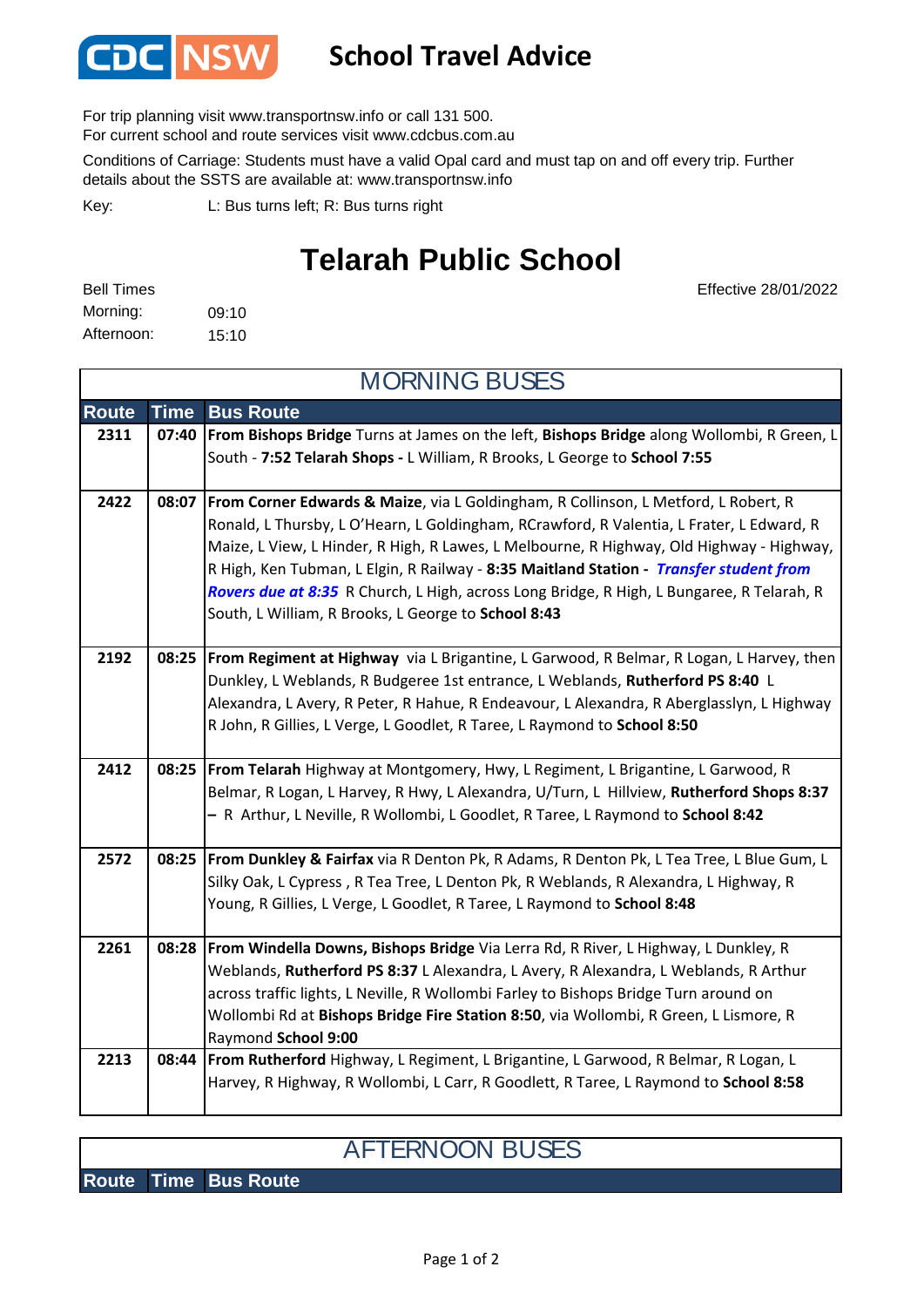# School Travel Advice

For trip planning visit www.transportnsw.info or call 131 500.
For current school and route services visit www.cdcbus.com.au

Conditions of Carriage: Students must have a valid Opal card and must tap on and off every trip. Further details about the SSTS are available at: www.transportnsw.info

Key: L: Bus turns left; R: Bus turns right

# Telarah Public School

Effective 28/01/2022

Bell Times
Morning: 09:10
Afternoon: 15:10

## MORNING BUSES

| Route | Time | Bus Route |
|---|---|---|
| 2311 | 07:40 | **From Bishops Bridge** Turns at James on the left, **Bishops Bridge** along Wollombi, R Green, L South - **7:52 Telarah Shops -** L William, R Brooks, L George to **School 7:55** |
| 2422 | 08:07 | **From Corner Edwards & Maize**, via L Goldingham, R Collinson, L Metford, L Robert, R Ronald, L Thursby, L O'Hearn, L Goldingham, RCrawford, R Valentia, L Frater, L Edward, R Maize, L View, L Hinder, R High, R Lawes, L Melbourne, R Highway, Old Highway - Highway, R High, Ken Tubman, L Elgin, R Railway - **8:35 Maitland Station -** ***Transfer student from Rovers due at 8:35*** R Church, L High, across Long Bridge, R High, L Bungaree, R Telarah, R South, L William, R Brooks, L George to **School 8:43** |
| 2192 | 08:25 | **From Regiment at Highway** via L Brigantine, L Garwood, R Belmar, R Logan, L Harvey, then Dunkley, L Weblands, R Budgeree 1st entrance, L Weblands, **Rutherford PS 8:40** L Alexandra, L Avery, R Peter, R Hahue, R Endeavour, L Alexandra, R Aberglasslyn, L Highway R John, R Gillies, L Verge, L Goodlet, R Taree, L Raymond to **School 8:50** |
| 2412 | 08:25 | **From Telarah** Highway at Montgomery, Hwy, L Regiment, L Brigantine, L Garwood, R Belmar, R Logan, L Harvey, R Hwy, L Alexandra, U/Turn, L Hillview, **Rutherford Shops 8:37 –** R Arthur, L Neville, R Wollombi, L Goodlet, R Taree, L Raymond to **School 8:42** |
| 2572 | 08:25 | **From Dunkley & Fairfax** via R Denton Pk, R Adams, R Denton Pk, L Tea Tree, L Blue Gum, L Silky Oak, L Cypress , R Tea Tree, L Denton Pk, R Weblands, R Alexandra, L Highway, R Young, R Gillies, L Verge, L Goodlet, R Taree, L Raymond to **School 8:48** |
| 2261 | 08:28 | **From Windella Downs, Bishops Bridge** Via Lerra Rd, R River, L Highway, L Dunkley, R Weblands, **Rutherford PS 8:37** L Alexandra, L Avery, R Alexandra, L Weblands, R Arthur across traffic lights, L Neville, R Wollombi Farley to Bishops Bridge Turn around on Wollombi Rd at **Bishops Bridge Fire Station 8:50**, via Wollombi, R Green, L Lismore, R Raymond **School 9:00** |
| 2213 | 08:44 | **From Rutherford** Highway, L Regiment, L Brigantine, L Garwood, R Belmar, R Logan, L Harvey, R Highway, R Wollombi, L Carr, R Goodlett, R Taree, L Raymond to **School 8:58** |

## AFTERNOON BUSES

| Route | Time | Bus Route |
|---|---|---|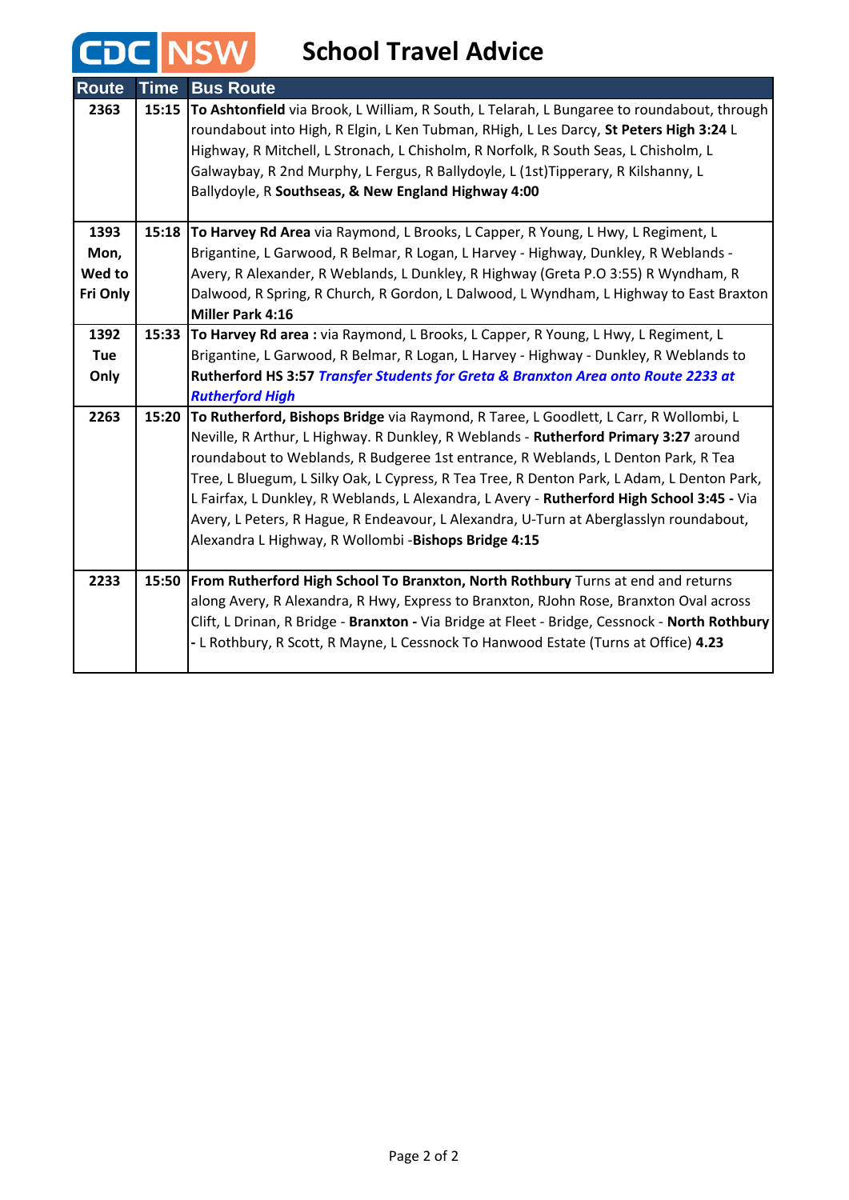# CDC NSW School Travel Advice

| Route | Time | Bus Route |
|---|---|---|
| **2363** | **15:15** | **To Ashtonfield** via Brook, L William, R South, L Telarah, L Bungaree to roundabout, through roundabout into High, R Elgin, L Ken Tubman, RHigh, L Les Darcy, **St Peters High 3:24** L Highway, R Mitchell, L Stronach, L Chisholm, R Norfolk, R South Seas, L Chisholm, L Galwaybay, R 2nd Murphy, L Fergus, R Ballydoyle, L (1st)Tipperary, R Kilshanny, L Ballydoyle, R **Southseas, & New England Highway 4:00** |
| **1393 Mon, Wed to Fri Only** | **15:18** | **To Harvey Rd Area** via Raymond, L Brooks, L Capper, R Young, L Hwy, L Regiment, L Brigantine, L Garwood, R Belmar, R Logan, L Harvey - Highway, Dunkley, R Weblands - Avery, R Alexander, R Weblands, L Dunkley, R Highway (Greta P.O 3:55) R Wyndham, R Dalwood, R Spring, R Church, R Gordon, L Dalwood, L Wyndham, L Highway to East Braxton **Miller Park 4:16** |
| **1392 Tue Only** | **15:33** | **To Harvey Rd area :** via Raymond, L Brooks, L Capper, R Young, L Hwy, L Regiment, L Brigantine, L Garwood, R Belmar, R Logan, L Harvey - Highway - Dunkley, R Weblands to **Rutherford HS 3:57** ***Transfer Students for Greta & Branxton Area onto Route 2233 at Rutherford High*** |
| **2263** | **15:20** | **To Rutherford, Bishops Bridge** via Raymond, R Taree, L Goodlett, L Carr, R Wollombi, L Neville, R Arthur, L Highway. R Dunkley, R Weblands - **Rutherford Primary 3:27** around roundabout to Weblands, R Budgeree 1st entrance, R Weblands, L Denton Park, R Tea Tree, L Bluegum, L Silky Oak, L Cypress, R Tea Tree, R Denton Park, L Adam, L Denton Park, L Fairfax, L Dunkley, R Weblands, L Alexandra, L Avery - **Rutherford High School 3:45 -** Via Avery, L Peters, R Hague, R Endeavour, L Alexandra, U-Turn at Aberglasslyn roundabout, Alexandra L Highway, R Wollombi -**Bishops Bridge 4:15** |
| **2233** | **15:50** | **From Rutherford High School To Branxton, North Rothbury** Turns at end and returns along Avery, R Alexandra, R Hwy, Express to Branxton, RJohn Rose, Branxton Oval across Clift, L Drinan, R Bridge - **Branxton -** Via Bridge at Fleet - Bridge, Cessnock - **North Rothbury -** L Rothbury, R Scott, R Mayne, L Cessnock To Hanwood Estate (Turns at Office) **4.23** |